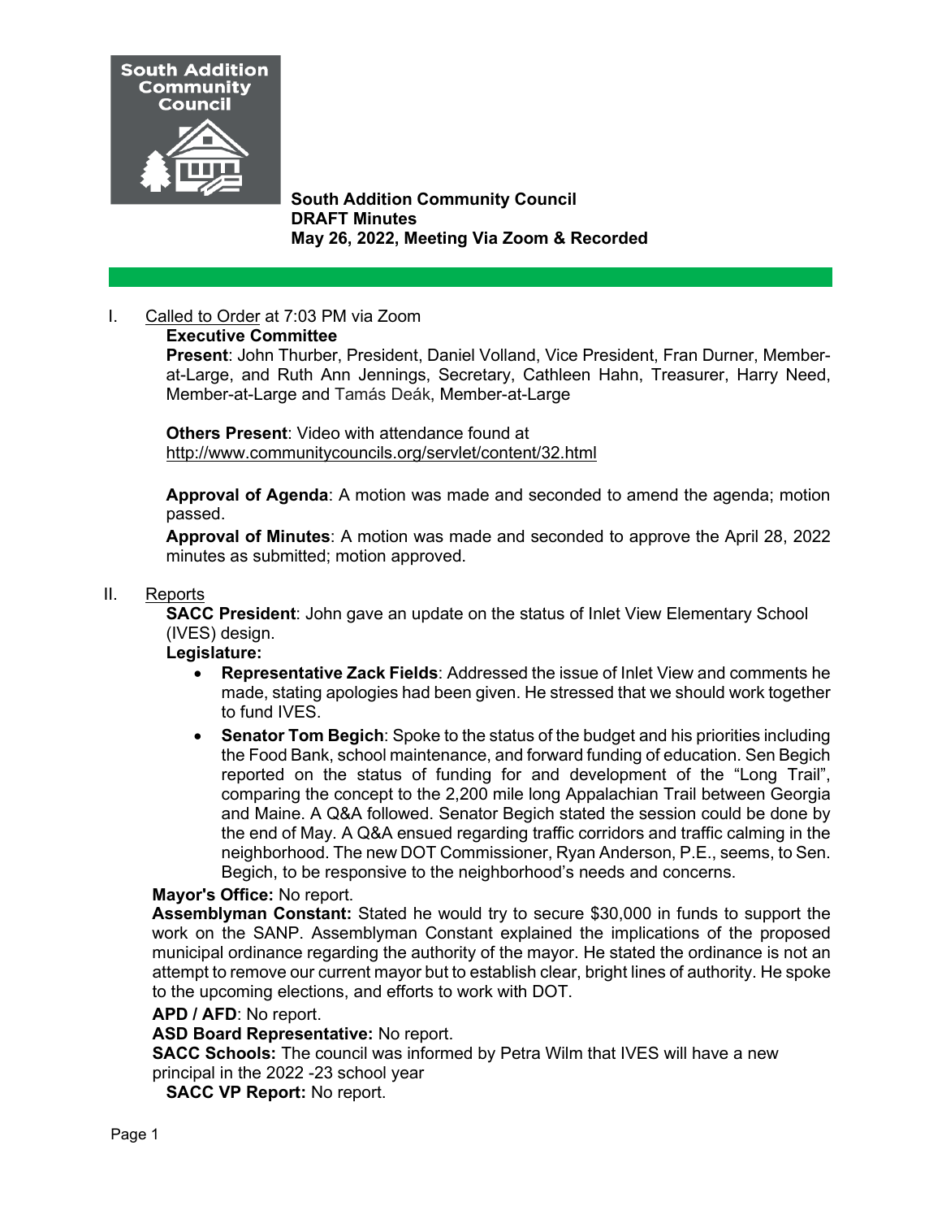South Addition Community Council

**South Addition Community Council**
**DRAFT Minutes**
**May 26, 2022, Meeting Via Zoom & Recorded**

I. Called to Order at 7:03 PM via Zoom

**Executive Committee**

**Present**: John Thurber, President, Daniel Volland, Vice President, Fran Durner, Member-at-Large, and Ruth Ann Jennings, Secretary, Cathleen Hahn, Treasurer, Harry Need, Member-at-Large and Tamás Deák, Member-at-Large

**Others Present**: Video with attendance found at http://www.communitycouncils.org/servlet/content/32.html

**Approval of Agenda**: A motion was made and seconded to amend the agenda; motion passed.

**Approval of Minutes**: A motion was made and seconded to approve the April 28, 2022 minutes as submitted; motion approved.

II. Reports

**SACC President**: John gave an update on the status of Inlet View Elementary School (IVES) design.

**Legislature:**

- **Representative Zack Fields**: Addressed the issue of Inlet View and comments he made, stating apologies had been given. He stressed that we should work together to fund IVES.
- **Senator Tom Begich**: Spoke to the status of the budget and his priorities including the Food Bank, school maintenance, and forward funding of education. Sen Begich reported on the status of funding for and development of the "Long Trail", comparing the concept to the 2,200 mile long Appalachian Trail between Georgia and Maine. A Q&A followed. Senator Begich stated the session could be done by the end of May. A Q&A ensued regarding traffic corridors and traffic calming in the neighborhood. The new DOT Commissioner, Ryan Anderson, P.E., seems, to Sen. Begich, to be responsive to the neighborhood's needs and concerns.

**Mayor's Office:** No report.

**Assemblyman Constant:** Stated he would try to secure $30,000 in funds to support the work on the SANP. Assemblyman Constant explained the implications of the proposed municipal ordinance regarding the authority of the mayor. He stated the ordinance is not an attempt to remove our current mayor but to establish clear, bright lines of authority. He spoke to the upcoming elections, and efforts to work with DOT.

**APD / AFD**: No report.

**ASD Board Representative:** No report.

**SACC Schools:** The council was informed by Petra Wilm that IVES will have a new principal in the 2022 -23 school year

**SACC VP Report:** No report.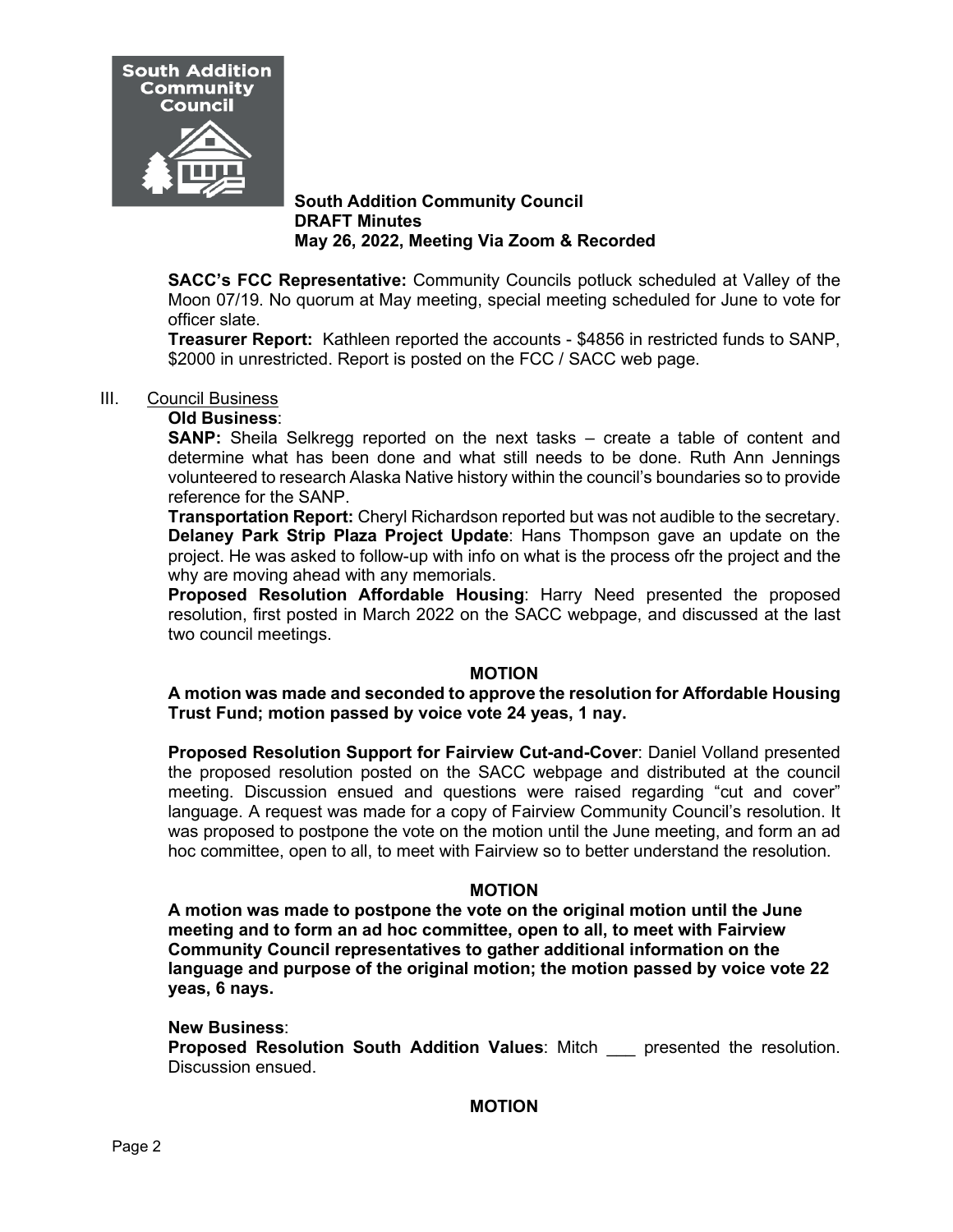**South Addition Community Council**
**DRAFT Minutes**
**May 26, 2022, Meeting Via Zoom & Recorded**

**SACC's FCC Representative:** Community Councils potluck scheduled at Valley of the Moon 07/19. No quorum at May meeting, special meeting scheduled for June to vote for officer slate.

**Treasurer Report:** Kathleen reported the accounts - $4856 in restricted funds to SANP, $2000 in unrestricted. Report is posted on the FCC / SACC web page.

III. Council Business

**Old Business**:

**SANP:** Sheila Selkregg reported on the next tasks – create a table of content and determine what has been done and what still needs to be done. Ruth Ann Jennings volunteered to research Alaska Native history within the council's boundaries so to provide reference for the SANP.

**Transportation Report:** Cheryl Richardson reported but was not audible to the secretary.

**Delaney Park Strip Plaza Project Update**: Hans Thompson gave an update on the project. He was asked to follow-up with info on what is the process ofr the project and the why are moving ahead with any memorials.

**Proposed Resolution Affordable Housing**: Harry Need presented the proposed resolution, first posted in March 2022 on the SACC webpage, and discussed at the last two council meetings.

**MOTION**

**A motion was made and seconded to approve the resolution for Affordable Housing Trust Fund; motion passed by voice vote 24 yeas, 1 nay.**

**Proposed Resolution Support for Fairview Cut-and-Cover**: Daniel Volland presented the proposed resolution posted on the SACC webpage and distributed at the council meeting. Discussion ensued and questions were raised regarding "cut and cover" language. A request was made for a copy of Fairview Community Council's resolution. It was proposed to postpone the vote on the motion until the June meeting, and form an ad hoc committee, open to all, to meet with Fairview so to better understand the resolution.

**MOTION**

**A motion was made to postpone the vote on the original motion until the June meeting and to form an ad hoc committee, open to all, to meet with Fairview Community Council representatives to gather additional information on the language and purpose of the original motion; the motion passed by voice vote 22 yeas, 6 nays.**

**New Business**:

**Proposed Resolution South Addition Values**: Mitch ___ presented the resolution. Discussion ensued.

**MOTION**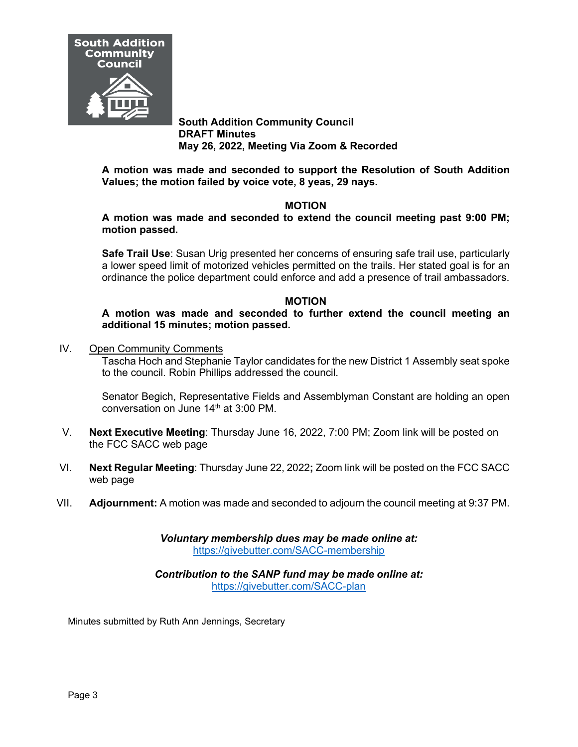South Addition Community Council

**South Addition Community Council**
**DRAFT Minutes**
**May 26, 2022, Meeting Via Zoom & Recorded**

**A motion was made and seconded to support the Resolution of South Addition Values; the motion failed by voice vote, 8 yeas, 29 nays.**

**MOTION**

**A motion was made and seconded to extend the council meeting past 9:00 PM; motion passed.**

**Safe Trail Use**: Susan Urig presented her concerns of ensuring safe trail use, particularly a lower speed limit of motorized vehicles permitted on the trails. Her stated goal is for an ordinance the police department could enforce and add a presence of trail ambassadors.

**MOTION**

**A motion was made and seconded to further extend the council meeting an additional 15 minutes; motion passed.**

IV. Open Community Comments

Tascha Hoch and Stephanie Taylor candidates for the new District 1 Assembly seat spoke to the council. Robin Phillips addressed the council.

Senator Begich, Representative Fields and Assemblyman Constant are holding an open conversation on June 14th at 3:00 PM.

V. **Next Executive Meeting**: Thursday June 16, 2022, 7:00 PM; Zoom link will be posted on the FCC SACC web page

VI. **Next Regular Meeting**: Thursday June 22, 2022**;** Zoom link will be posted on the FCC SACC web page

VII. **Adjournment:** A motion was made and seconded to adjourn the council meeting at 9:37 PM.

***Voluntary membership dues may be made online at:***
https://givebutter.com/SACC-membership

***Contribution to the SANP fund may be made online at:***
https://givebutter.com/SACC-plan

Minutes submitted by Ruth Ann Jennings, Secretary